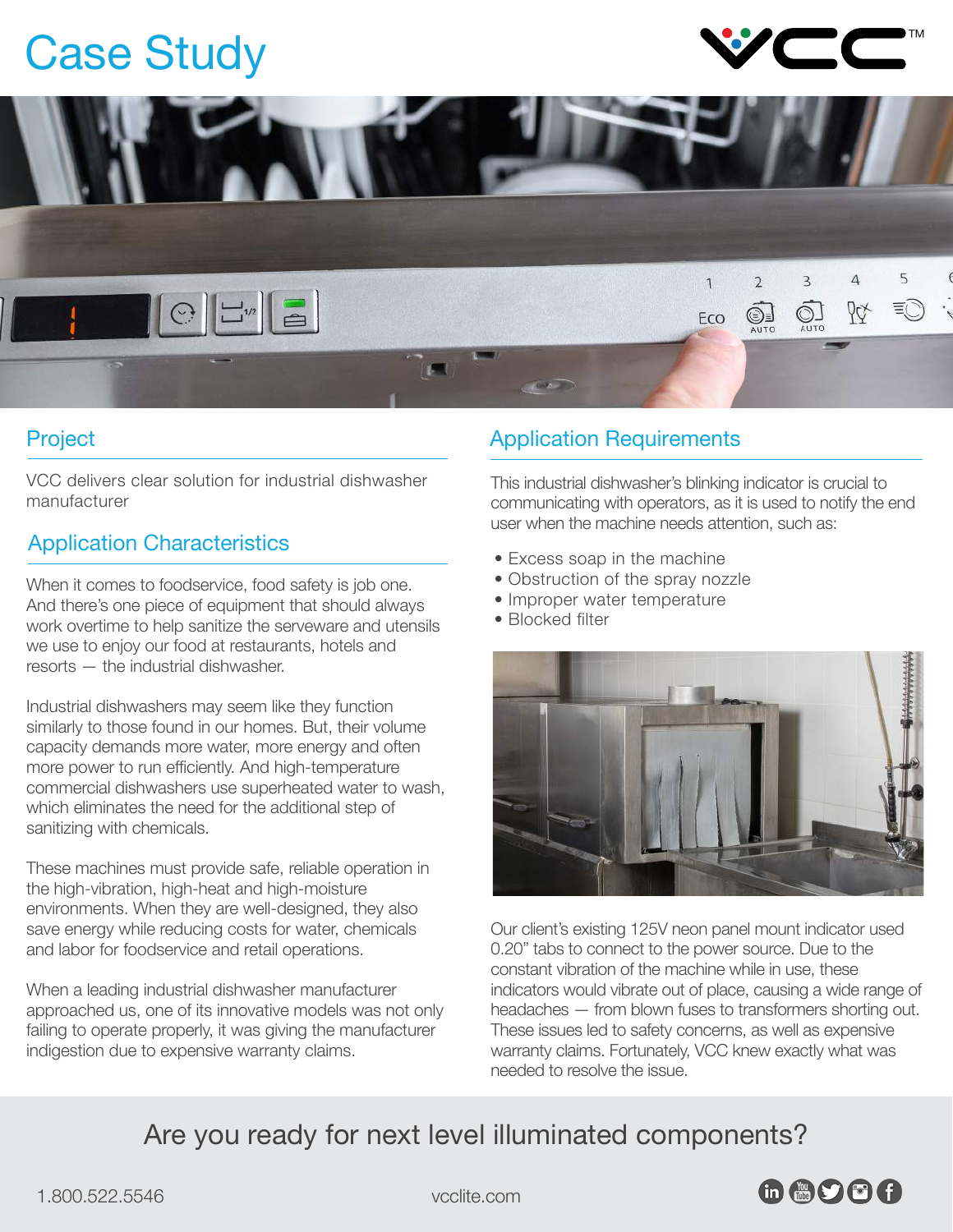# Case Study

## Project

VCC delivers clear solution for industrial dishwasher manufacturer

## Application Characteristics

When it comes to foodservice, food safety is job one. And there's one piece of equipment that should always work overtime to help sanitize the serveware and utensils we use to enjoy our food at restaurants, hotels and resorts — the industrial dishwasher.

Industrial dishwashers may seem like they function similarly to those found in our homes. But, their volume capacity demands more water, more energy and often more power to run efficiently. And high-temperature commercial dishwashers use superheated water to wash, which eliminates the need for the additional step of sanitizing with chemicals.

These machines must provide safe, reliable operation in the high-vibration, high-heat and high-moisture environments. When they are well-designed, they also save energy while reducing costs for water, chemicals and labor for foodservice and retail operations.

When a leading industrial dishwasher manufacturer approached us, one of its innovative models was not only failing to operate properly, it was giving the manufacturer indigestion due to expensive warranty claims.

## Application Requirements

This industrial dishwasher's blinking indicator is crucial to communicating with operators, as it is used to notify the end user when the machine needs attention, such as:

- Excess soap in the machine
- Obstruction of the spray nozzle
- Improper water temperature
- Blocked filter

Our client's existing 125V neon panel mount indicator used 0.20" tabs to connect to the power source. Due to the constant vibration of the machine while in use, these indicators would vibrate out of place, causing a wide range of headaches — from blown fuses to transformers shorting out. These issues led to safety concerns, as well as expensive warranty claims. Fortunately, VCC knew exactly what was needed to resolve the issue.

Are you ready for next level illuminated components?

1.800.522.5546 vcclite.com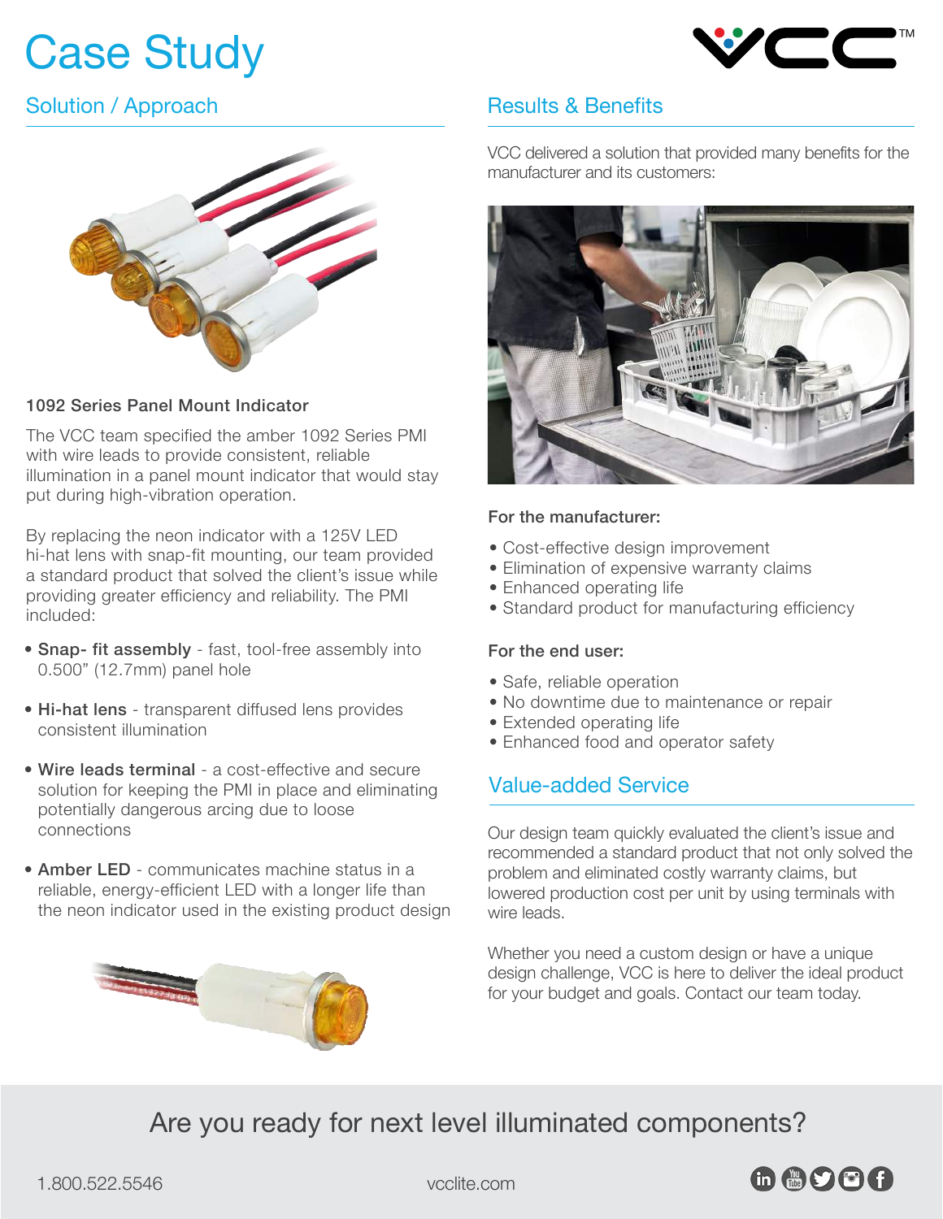# Case Study

## Solution / Approach

### 1092 Series Panel Mount Indicator

The VCC team specified the amber 1092 Series PMI with wire leads to provide consistent, reliable illumination in a panel mount indicator that would stay put during high-vibration operation.

By replacing the neon indicator with a 125V LED hi-hat lens with snap-fit mounting, our team provided a standard product that solved the client's issue while providing greater efficiency and reliability. The PMI included:

- **Snap- fit assembly** - fast, tool-free assembly into 0.500" (12.7mm) panel hole
- **Hi-hat lens** - transparent diffused lens provides consistent illumination
- **Wire leads terminal** - a cost-effective and secure solution for keeping the PMI in place and eliminating potentially dangerous arcing due to loose connections
- **Amber LED** - communicates machine status in a reliable, energy-efficient LED with a longer life than the neon indicator used in the existing product design

## Results & Benefits

VCC delivered a solution that provided many benefits for the manufacturer and its customers:

**For the manufacturer:**

- Cost-effective design improvement
- Elimination of expensive warranty claims
- Enhanced operating life
- Standard product for manufacturing efficiency

**For the end user:**

- Safe, reliable operation
- No downtime due to maintenance or repair
- Extended operating life
- Enhanced food and operator safety

## Value-added Service

Our design team quickly evaluated the client's issue and recommended a standard product that not only solved the problem and eliminated costly warranty claims, but lowered production cost per unit by using terminals with wire leads.

Whether you need a custom design or have a unique design challenge, VCC is here to deliver the ideal product for your budget and goals. Contact our team today.

Are you ready for next level illuminated components?

1.800.522.5546

vcclite.com